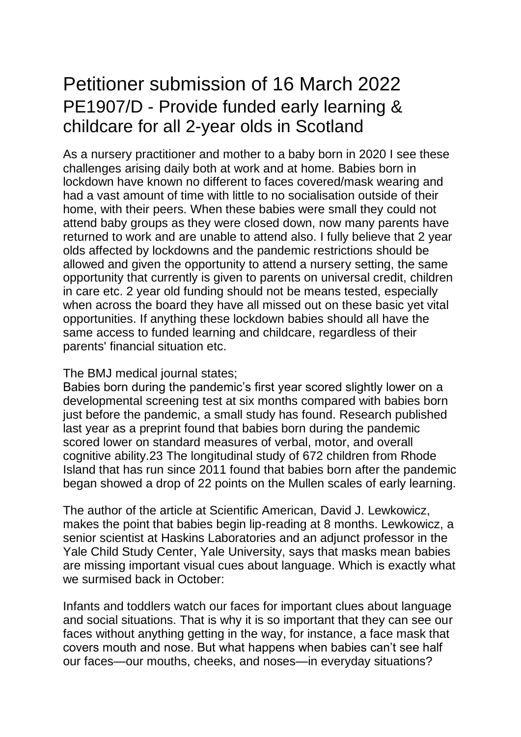# Petitioner submission of 16 March 2022

## PE1907/D - Provide funded early learning & childcare for all 2-year olds in Scotland

As a nursery practitioner and mother to a baby born in 2020 I see these challenges arising daily both at work and at home. Babies born in lockdown have known no different to faces covered/mask wearing and had a vast amount of time with little to no socialisation outside of their home, with their peers. When these babies were small they could not attend baby groups as they were closed down, now many parents have returned to work and are unable to attend also. I fully believe that 2 year olds affected by lockdowns and the pandemic restrictions should be allowed and given the opportunity to attend a nursery setting, the same opportunity that currently is given to parents on universal credit, children in care etc. 2 year old funding should not be means tested, especially when across the board they have all missed out on these basic yet vital opportunities. If anything these lockdown babies should all have the same access to funded learning and childcare, regardless of their parents' financial situation etc.

The BMJ medical journal states;
Babies born during the pandemic's first year scored slightly lower on a developmental screening test at six months compared with babies born just before the pandemic, a small study has found. Research published last year as a preprint found that babies born during the pandemic scored lower on standard measures of verbal, motor, and overall cognitive ability.23 The longitudinal study of 672 children from Rhode Island that has run since 2011 found that babies born after the pandemic began showed a drop of 22 points on the Mullen scales of early learning.

The author of the article at Scientific American, David J. Lewkowicz, makes the point that babies begin lip-reading at 8 months. Lewkowicz, a senior scientist at Haskins Laboratories and an adjunct professor in the Yale Child Study Center, Yale University, says that masks mean babies are missing important visual cues about language. Which is exactly what we surmised back in October:

Infants and toddlers watch our faces for important clues about language and social situations. That is why it is so important that they can see our faces without anything getting in the way, for instance, a face mask that covers mouth and nose. But what happens when babies can't see half our faces—our mouths, cheeks, and noses—in everyday situations?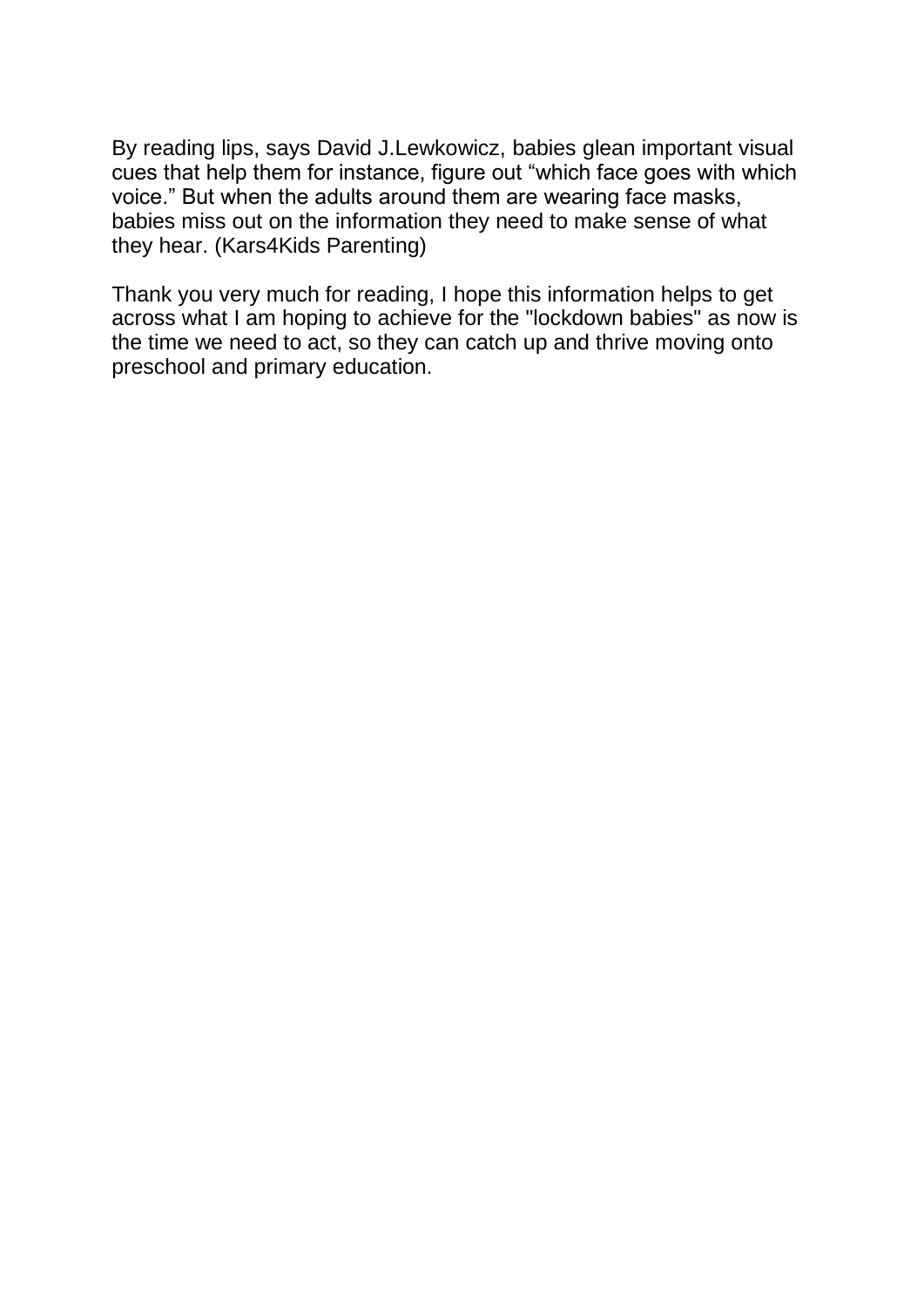By reading lips, says David J.Lewkowicz, babies glean important visual cues that help them for instance, figure out "which face goes with which voice." But when the adults around them are wearing face masks, babies miss out on the information they need to make sense of what they hear. (Kars4Kids Parenting)

Thank you very much for reading, I hope this information helps to get across what I am hoping to achieve for the "lockdown babies" as now is the time we need to act, so they can catch up and thrive moving onto preschool and primary education.